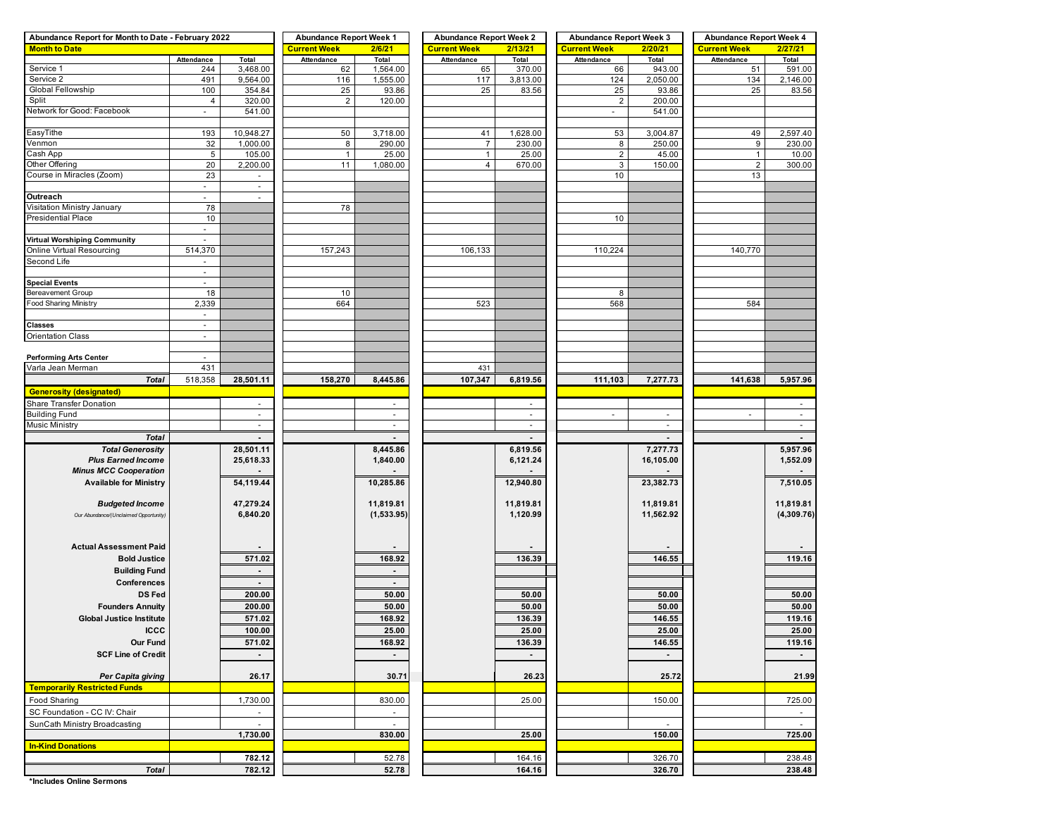| Abundance Report for Month to Date - February 2022 | | | Abundance Report Week 1 | | Abundance Report Week 2 | | Abundance Report Week 3 | | Abundance Report Week 4 | |
|---|---|---|---|---|---|---|---|---|---|---|
| **Month to Date** | | | **Current Week** | **2/6/21** | **Current Week** | **2/13/21** | **Current Week** | **2/20/21** | **Current Week** | **2/27/21** |
| | Attendance | Total | Attendance | Total | Attendance | Total | Attendance | Total | Attendance | Total |
| Service 1 | 244 | 3,468.00 | 62 | 1,564.00 | 65 | 370.00 | 66 | 943.00 | 51 | 591.00 |
| Service 2 | 491 | 9,564.00 | 116 | 1,555.00 | 117 | 3,813.00 | 124 | 2,050.00 | 134 | 2,146.00 |
| Global Fellowship | 100 | 354.84 | 25 | 93.86 | 25 | 83.56 | 25 | 93.86 | 25 | 83.56 |
| Split | 4 | 320.00 | 2 | 120.00 | | | 2 | 200.00 | | |
| Network for Good: Facebook | - | 541.00 | | | | | - | 541.00 | | |
| | | | | | | | | | | |
| EasyTithe | 193 | 10,948.27 | 50 | 3,718.00 | 41 | 1,628.00 | 53 | 3,004.87 | 49 | 2,597.40 |
| Venmon | 32 | 1,000.00 | 8 | 290.00 | 7 | 230.00 | 8 | 250.00 | 9 | 230.00 |
| Cash App | 5 | 105.00 | 1 | 25.00 | 1 | 25.00 | 2 | 45.00 | 1 | 10.00 |
| Other Offering | 20 | 2,200.00 | 11 | 1,080.00 | 4 | 670.00 | 3 | 150.00 | 2 | 300.00 |
| Course in Miracles (Zoom) | 23 | - | | | | | 10 | | 13 | |
| | - | - | | | | | | | | |
| **Outreach** | - | - | | | | | | | | |
| Visitation Ministry January | 78 | | 78 | | | | | | | |
| Presidential Place | 10 | | | | | | 10 | | | |
| | - | | | | | | | | | |
| **Virtual Worshiping Community** | - | | | | | | | | | |
| Online Virtual Resourcing | 514,370 | | 157,243 | | 106,133 | | 110,224 | | 140,770 | |
| Second Life | - | | | | | | | | | |
| | - | | | | | | | | | |
| **Special Events** | - | | | | | | | | | |
| Bereavement Group | 18 | | 10 | | | | 8 | | | |
| Food Sharing Ministry | 2,339 | | 664 | | 523 | | 568 | | 584 | |
| | - | | | | | | | | | |
| **Classes** | - | | | | | | | | | |
| Orientation Class | - | | | | | | | | | |
| | | | | | | | | | | |
| **Performing Arts Center** | - | | | | | | | | | |
| Varla Jean Merman | 431 | | | | 431 | | | | | |
| ***Total*** | 518,358 | **28,501.11** | **158,270** | **8,445.86** | **107,347** | **6,819.56** | **111,103** | **7,277.73** | **141,638** | **5,957.96** |
| **Generosity (designated)** | | | | | | | | | | |
| Share Transfer Donation | | - | | - | | - | | - | | - |
| Building Fund | | - | | - | | - | - | - | - | - |
| Music Ministry | | - | | - | | - | | - | | - |
| ***Total*** | | **-** | | **-** | | **-** | | **-** | | **-** |
| ***Total Generosity*** | | **28,501.11** | | **8,445.86** | | **6,819.56** | | **7,277.73** | | **5,957.96** |
| ***Plus Earned Income*** | | **25,618.33** | | **1,840.00** | | **6,121.24** | | **16,105.00** | | **1,552.09** |
| ***Minus MCC Cooperation*** | | **-** | | **-** | | **-** | | **-** | | **-** |
| **Available for Ministry** | | **54,119.44** | | **10,285.86** | | **12,940.80** | | **23,382.73** | | **7,510.05** |
| | | | | | | | | | | |
| ***Budgeted Income*** | | **47,279.24** | | **11,819.81** | | **11,819.81** | | **11,819.81** | | **11,819.81** |
| *Our Abundance/(Unclaimed Opportunity)* | | **6,840.20** | | **(1,533.95)** | | **1,120.99** | | **11,562.92** | | **(4,309.76)** |
| | | | | | | | | | | |
| **Actual Assessment Paid** | | **-** | | **-** | | **-** | | **-** | | **-** |
| **Bold Justice** | | **571.02** | | **168.92** | | **136.39** | | **146.55** | | **119.16** |
| **Building Fund** | | **-** | | **-** | | | | | | |
| **Conferences** | | **-** | | **-** | | | | | | |
| **DS Fed** | | **200.00** | | **50.00** | | **50.00** | | **50.00** | | **50.00** |
| **Founders Annuity** | | **200.00** | | **50.00** | | **50.00** | | **50.00** | | **50.00** |
| **Global Justice Institute** | | **571.02** | | **168.92** | | **136.39** | | **146.55** | | **119.16** |
| **ICCC** | | **100.00** | | **25.00** | | **25.00** | | **25.00** | | **25.00** |
| **Our Fund** | | **571.02** | | **168.92** | | **136.39** | | **146.55** | | **119.16** |
| **SCF Line of Credit** | | **-** | | **-** | | **-** | | **-** | | **-** |
| | | | | | | | | | | |
| ***Per Capita giving*** | | **26.17** | | **30.71** | | **26.23** | | **25.72** | | **21.99** |
| **Temporarily Restricted Funds** | | | | | | | | | | |
| Food Sharing | | 1,730.00 | | 830.00 | | 25.00 | | 150.00 | | 725.00 |
| SC Foundation - CC IV: Chair | | - | | - | | | | | | - |
| SunCath Ministry Broadcasting | | - | | - | | | | - | | - |
| | | **1,730.00** | | **830.00** | | **25.00** | | **150.00** | | **725.00** |
| **In-Kind Donations** | | | | | | | | | | |
| | | 782.12 | | 52.78 | | 164.16 | | 326.70 | | 238.48 |
| ***Total*** | | **782.12** | | **52.78** | | **164.16** | | **326.70** | | **238.48** |

**\*Includes Online Sermons**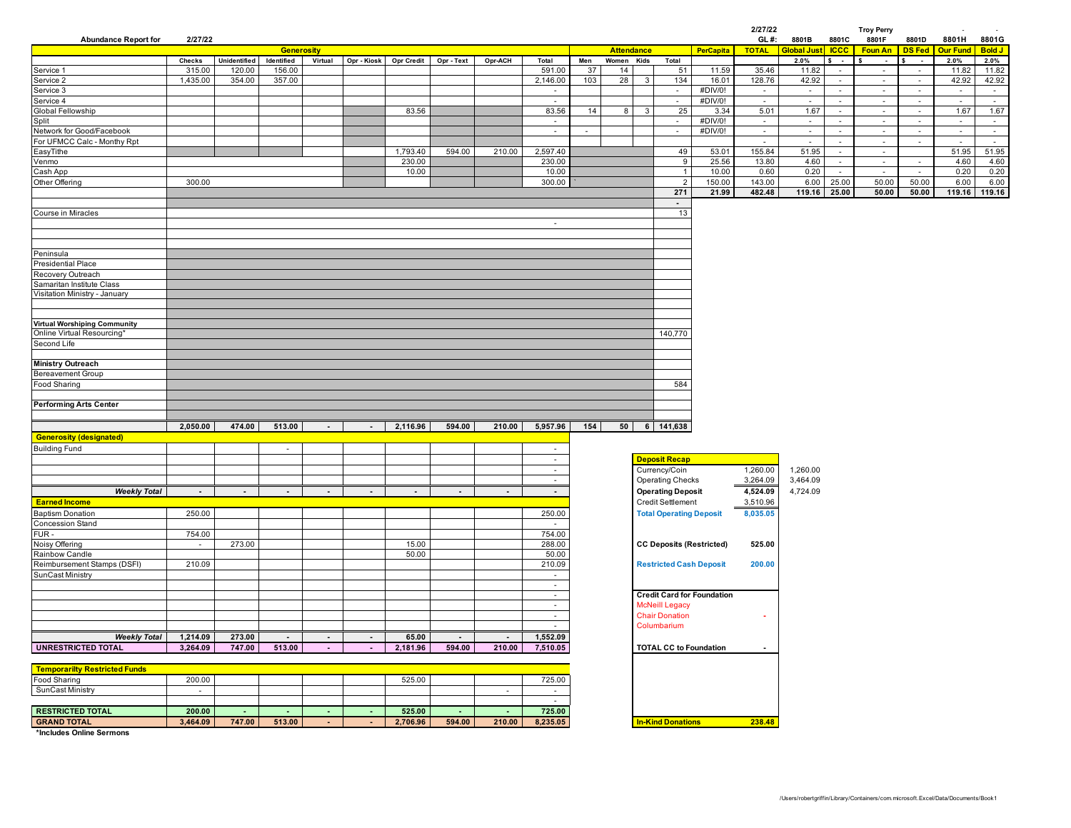**Abundance Report for** 2/27/22

| | Checks | Unidentified | Identified | Virtual | Opr - Kiosk | Opr Credit | Opr - Text | Opr-ACH | Total | Men | Women | Kids | Total | PerCapita | TOTAL | Global Just | ICCC | Foun An | DS Fed | Our Fund | Bold J |
|---|---|---|---|---|---|---|---|---|---|---|---|---|---|---|---|---|---|---|---|---|---|
| | **Generosity** | | | | | | | | | **Attendance** | | | | | 2/27/22 | | | Troy Perry | | - | - |
| | | | | | | | | | | | | | | | GL #: | 8801B | 8801C | 8801F | 8801D | 8801H | 8801G |
| | | | | | | | | | | | | | | | | 2.0% | $ - | $ - | $ - | 2.0% | 2.0% |
| Service 1 | 315.00 | 120.00 | 156.00 | | | | | | 591.00 | 37 | 14 | | 51 | 11.59 | 35.46 | 11.82 | - | - | - | 11.82 | 11.82 |
| Service 2 | 1,435.00 | 354.00 | 357.00 | | | | | | 2,146.00 | 103 | 28 | 3 | 134 | 16.01 | 128.76 | 42.92 | - | - | - | 42.92 | 42.92 |
| Service 3 | | | | | | | | | - | | | | - | #DIV/0! | - | - | - | - | - | - | - |
| Service 4 | | | | | | | | | - | | | | - | #DIV/0! | - | - | - | - | - | - | - |
| Global Fellowship | | | | | | 83.56 | | | 83.56 | 14 | 8 | 3 | 25 | 3.34 | 5.01 | 1.67 | - | - | - | 1.67 | 1.67 |
| Split | | | | | | | | | - | | | | - | #DIV/0! | - | - | - | - | - | - | - |
| Network for Good/Facebook | | | | | | | | | - | - | | | - | #DIV/0! | - | - | - | - | - | - | - |
| For UFMCC Calc - Monthy Rpt | | | | | | | | | | | | | | | - | - | - | - | - | - | - |
| EasyTithe | | | | | | 1,793.40 | 594.00 | 210.00 | 2,597.40 | | | | 49 | 53.01 | 155.84 | 51.95 | - | - | | 51.95 | 51.95 |
| Venmo | | | | | | 230.00 | | | 230.00 | | | | 9 | 25.56 | 13.80 | 4.60 | - | - | - | 4.60 | 4.60 |
| Cash App | | | | | | 10.00 | | | 10.00 | | | | 1 | 10.00 | 0.60 | 0.20 | - | - | - | 0.20 | 0.20 |
| Other Offering | 300.00 | | | | | | | | 300.00 | | | | 2 | 150.00 | 143.00 | 6.00 | 25.00 | 50.00 | 50.00 | 6.00 | 6.00 |
| | | | | | | | | | | | | | 271 | 21.99 | 482.48 | 119.16 | 25.00 | 50.00 | 50.00 | 119.16 | 119.16 |
| | | | | | | | | | | | | | - | | | | | | | | |
| Course in Miracles | | | | | | | | | | | | | 13 | | | | | | | | |
| | | | | | | | | | - | | | | | | | | | | | | |
| Peninsula | | | | | | | | | | | | | | | | | | | | | |
| Presidential Place | | | | | | | | | | | | | | | | | | | | | |
| Recovery Outreach | | | | | | | | | | | | | | | | | | | | | |
| Samaritan Institute Class | | | | | | | | | | | | | | | | | | | | | |
| Visitation Ministry - January | | | | | | | | | | | | | | | | | | | | | |
| **Virtual Worshiping Community** | | | | | | | | | | | | | | | | | | | | | |
| Online Virtual Resourcing* | | | | | | | | | | | | | 140,770 | | | | | | | | |
| Second Life | | | | | | | | | | | | | | | | | | | | | |
| **Ministry Outreach** | | | | | | | | | | | | | | | | | | | | | |
| Bereavement Group | | | | | | | | | | | | | | | | | | | | | |
| Food Sharing | | | | | | | | | | | | | 584 | | | | | | | | |
| **Performing Arts Center** | | | | | | | | | | | | | | | | | | | | | |
| | 2,050.00 | 474.00 | 513.00 | - | - | 2,116.96 | 594.00 | 210.00 | 5,957.96 | 154 | 50 | 6 | 141,638 | | | | | | | | |

| **Generosity (designated)** | Checks | Unidentified | Identified | Virtual | Opr - Kiosk | Opr Credit | Opr - Text | Opr-ACH | Total |
|---|---|---|---|---|---|---|---|---|---|
| Building Fund | | | - | | | | | | - |
| | | | | | | | | | - |
| | | | | | | | | | - |
| ***Weekly Total*** | - | - | - | - | - | - | - | - | - |
| **Earned Income** | | | | | | | | | |
| Baptism Donation | 250.00 | | | | | | | | 250.00 |
| Concession Stand | | | | | | | | | - |
| FUR - | 754.00 | | | | | | | | 754.00 |
| Noisy Offering | - | 273.00 | | | | 15.00 | | | 288.00 |
| Rainbow Candle | | | | | | 50.00 | | | 50.00 |
| Reimbursement Stamps (DSFI) | 210.09 | | | | | | | | 210.09 |
| SunCast Ministry | | | | | | | | | - |
| | | | | | | | | | - |
| | | | | | | | | | - |
| | | | | | | | | | - |
| | | | | | | | | | - |
| | | | | | | | | | - |
| ***Weekly Total*** | 1,214.09 | 273.00 | - | - | - | 65.00 | - | - | 1,552.09 |
| **UNRESTRICTED TOTAL** | 3,264.09 | 747.00 | 513.00 | - | - | 2,181.96 | 594.00 | 210.00 | 7,510.05 |
| **Temporarilty Restricted Funds** | | | | | | | | | |
| Food Sharing | 200.00 | | | | | 525.00 | | | 725.00 |
| SunCast Ministry | - | | | | | | | - | - |
| | | | | | | | | | - |
| **RESTRICTED TOTAL** | 200.00 | - | - | - | - | 525.00 | - | - | 725.00 |
| **GRAND TOTAL** | 3,464.09 | 747.00 | 513.00 | - | - | 2,706.96 | 594.00 | 210.00 | 8,235.05 |

*Includes Online Sermons

| **Deposit Recap** | | |
|---|---|---|
| Currency/Coin | 1,260.00 | 1,260.00 |
| Operating Checks | 3,264.09 | 3,464.09 |
| **Operating Deposit** | **4,524.09** | 4,724.09 |
| Credit Settlement | 3,510.96 | |
| **Total Operating Deposit** | **8,035.05** | |
| **CC Deposits (Restricted)** | **525.00** | |
| **Restricted Cash Deposit** | **200.00** | |
| **Credit Card for Foundation** | | |
| McNeill Legacy | | |
| Chair Donation | - | |
| Columbarium | | |
| **TOTAL CC to Foundation** | - | |
| **In-Kind Donations** | **238.48** | |